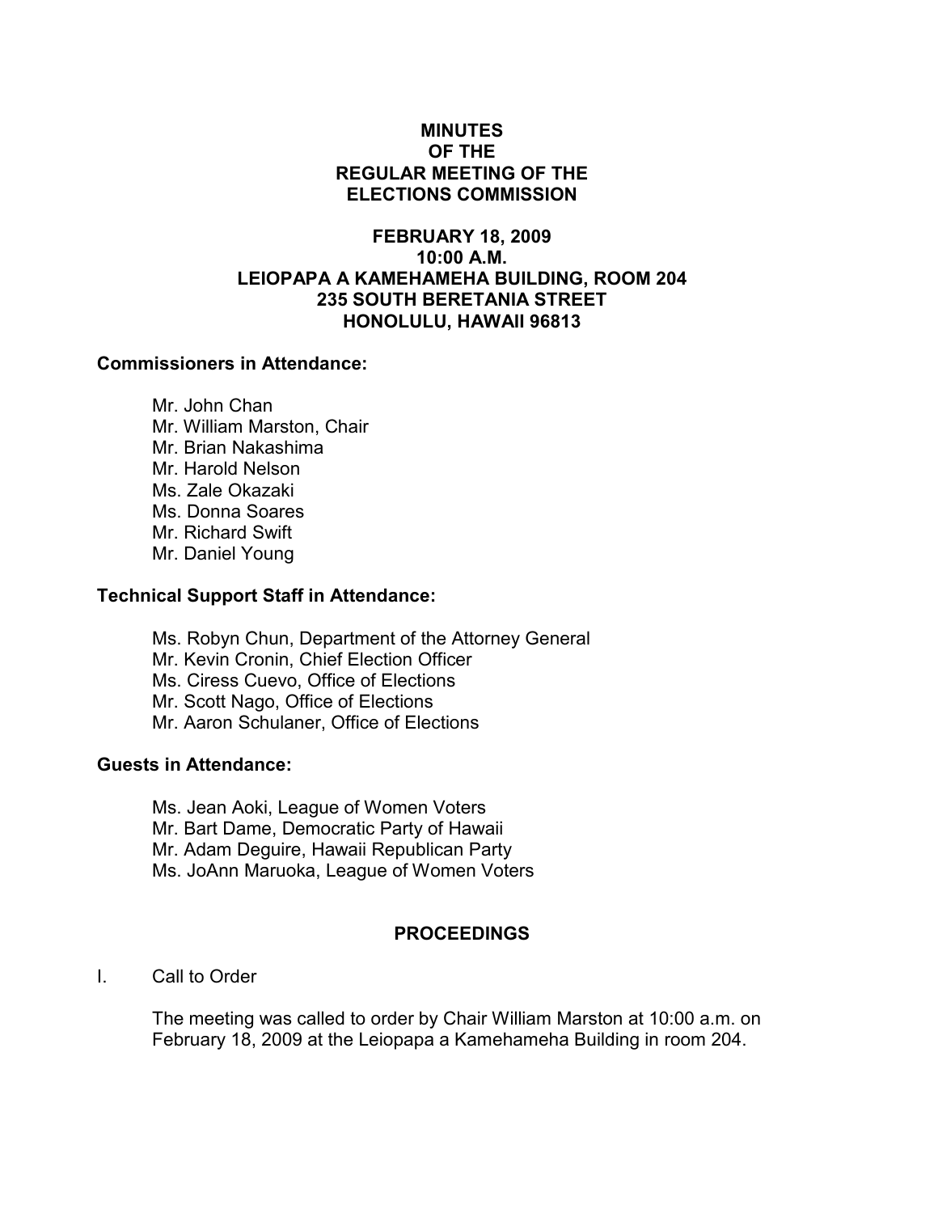# MINUTES OF THE REGULAR MEETING OF THE ELECTIONS COMMISSION

## FEBRUARY 18, 2009
## 10:00 A.M.
## LEIOPAPA A KAMEHAMEHA BUILDING, ROOM 204
## 235 SOUTH BERETANIA STREET
## HONOLULU, HAWAII 96813

**Commissioners in Attendance:**

Mr. John Chan
Mr. William Marston, Chair
Mr. Brian Nakashima
Mr. Harold Nelson
Ms. Zale Okazaki
Ms. Donna Soares
Mr. Richard Swift
Mr. Daniel Young

**Technical Support Staff in Attendance:**

Ms. Robyn Chun, Department of the Attorney General
Mr. Kevin Cronin, Chief Election Officer
Ms. Ciress Cuevo, Office of Elections
Mr. Scott Nago, Office of Elections
Mr. Aaron Schulaner, Office of Elections

**Guests in Attendance:**

Ms. Jean Aoki, League of Women Voters
Mr. Bart Dame, Democratic Party of Hawaii
Mr. Adam Deguire, Hawaii Republican Party
Ms. JoAnn Maruoka, League of Women Voters

## PROCEEDINGS

I. Call to Order

The meeting was called to order by Chair William Marston at 10:00 a.m. on February 18, 2009 at the Leiopapa a Kamehameha Building in room 204.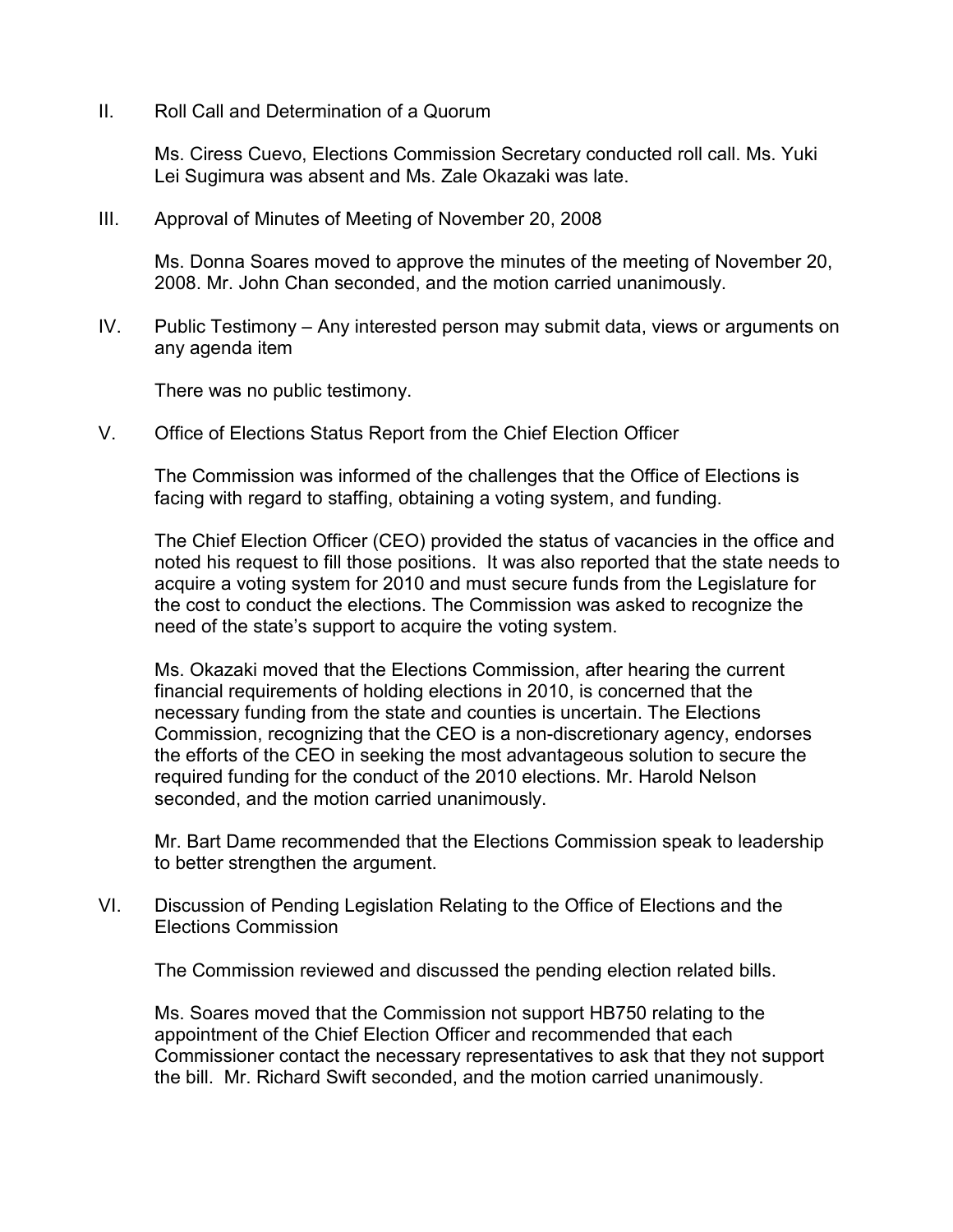## II. Roll Call and Determination of a Quorum

Ms. Ciress Cuevo, Elections Commission Secretary conducted roll call. Ms. Yuki Lei Sugimura was absent and Ms. Zale Okazaki was late.

## III. Approval of Minutes of Meeting of November 20, 2008

Ms. Donna Soares moved to approve the minutes of the meeting of November 20, 2008. Mr. John Chan seconded, and the motion carried unanimously.

## IV. Public Testimony – Any interested person may submit data, views or arguments on any agenda item

There was no public testimony.

## V. Office of Elections Status Report from the Chief Election Officer

The Commission was informed of the challenges that the Office of Elections is facing with regard to staffing, obtaining a voting system, and funding.

The Chief Election Officer (CEO) provided the status of vacancies in the office and noted his request to fill those positions. It was also reported that the state needs to acquire a voting system for 2010 and must secure funds from the Legislature for the cost to conduct the elections. The Commission was asked to recognize the need of the state's support to acquire the voting system.

Ms. Okazaki moved that the Elections Commission, after hearing the current financial requirements of holding elections in 2010, is concerned that the necessary funding from the state and counties is uncertain. The Elections Commission, recognizing that the CEO is a non-discretionary agency, endorses the efforts of the CEO in seeking the most advantageous solution to secure the required funding for the conduct of the 2010 elections. Mr. Harold Nelson seconded, and the motion carried unanimously.

Mr. Bart Dame recommended that the Elections Commission speak to leadership to better strengthen the argument.

## VI. Discussion of Pending Legislation Relating to the Office of Elections and the Elections Commission

The Commission reviewed and discussed the pending election related bills.

Ms. Soares moved that the Commission not support HB750 relating to the appointment of the Chief Election Officer and recommended that each Commissioner contact the necessary representatives to ask that they not support the bill. Mr. Richard Swift seconded, and the motion carried unanimously.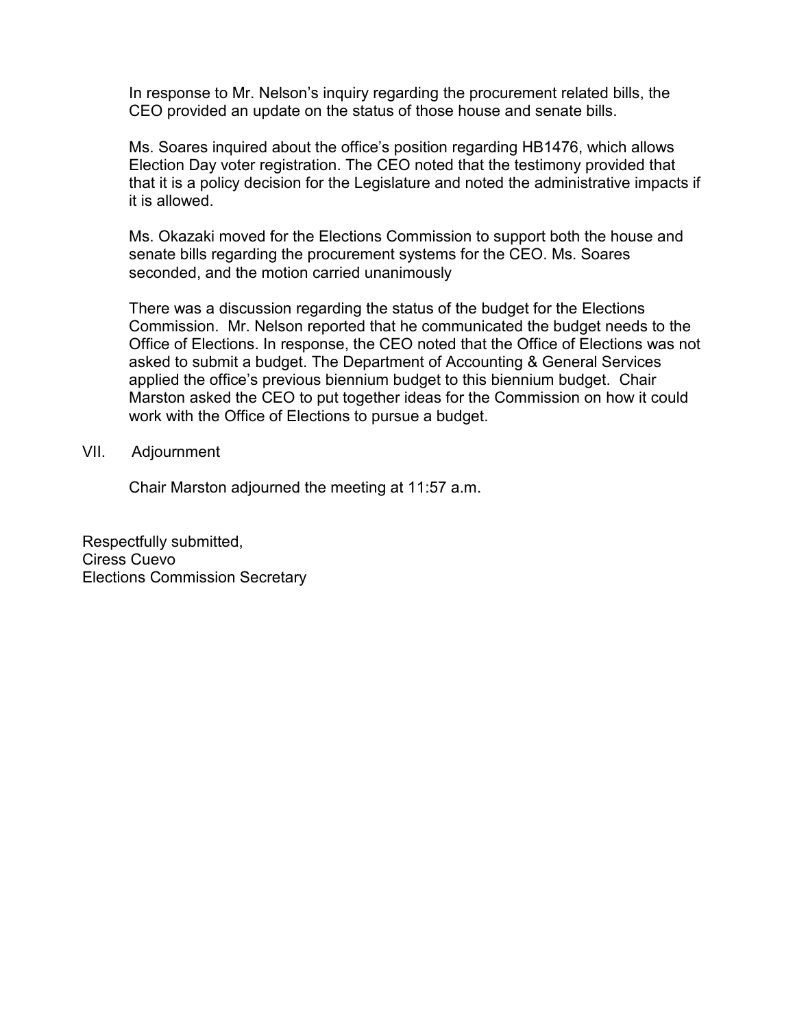In response to Mr. Nelson's inquiry regarding the procurement related bills, the CEO provided an update on the status of those house and senate bills.

Ms. Soares inquired about the office's position regarding HB1476, which allows Election Day voter registration. The CEO noted that the testimony provided that that it is a policy decision for the Legislature and noted the administrative impacts if it is allowed.

Ms. Okazaki moved for the Elections Commission to support both the house and senate bills regarding the procurement systems for the CEO. Ms. Soares seconded, and the motion carried unanimously

There was a discussion regarding the status of the budget for the Elections Commission. Mr. Nelson reported that he communicated the budget needs to the Office of Elections. In response, the CEO noted that the Office of Elections was not asked to submit a budget. The Department of Accounting & General Services applied the office's previous biennium budget to this biennium budget. Chair Marston asked the CEO to put together ideas for the Commission on how it could work with the Office of Elections to pursue a budget.

VII. Adjournment

Chair Marston adjourned the meeting at 11:57 a.m.

Respectfully submitted,
Ciress Cuevo
Elections Commission Secretary